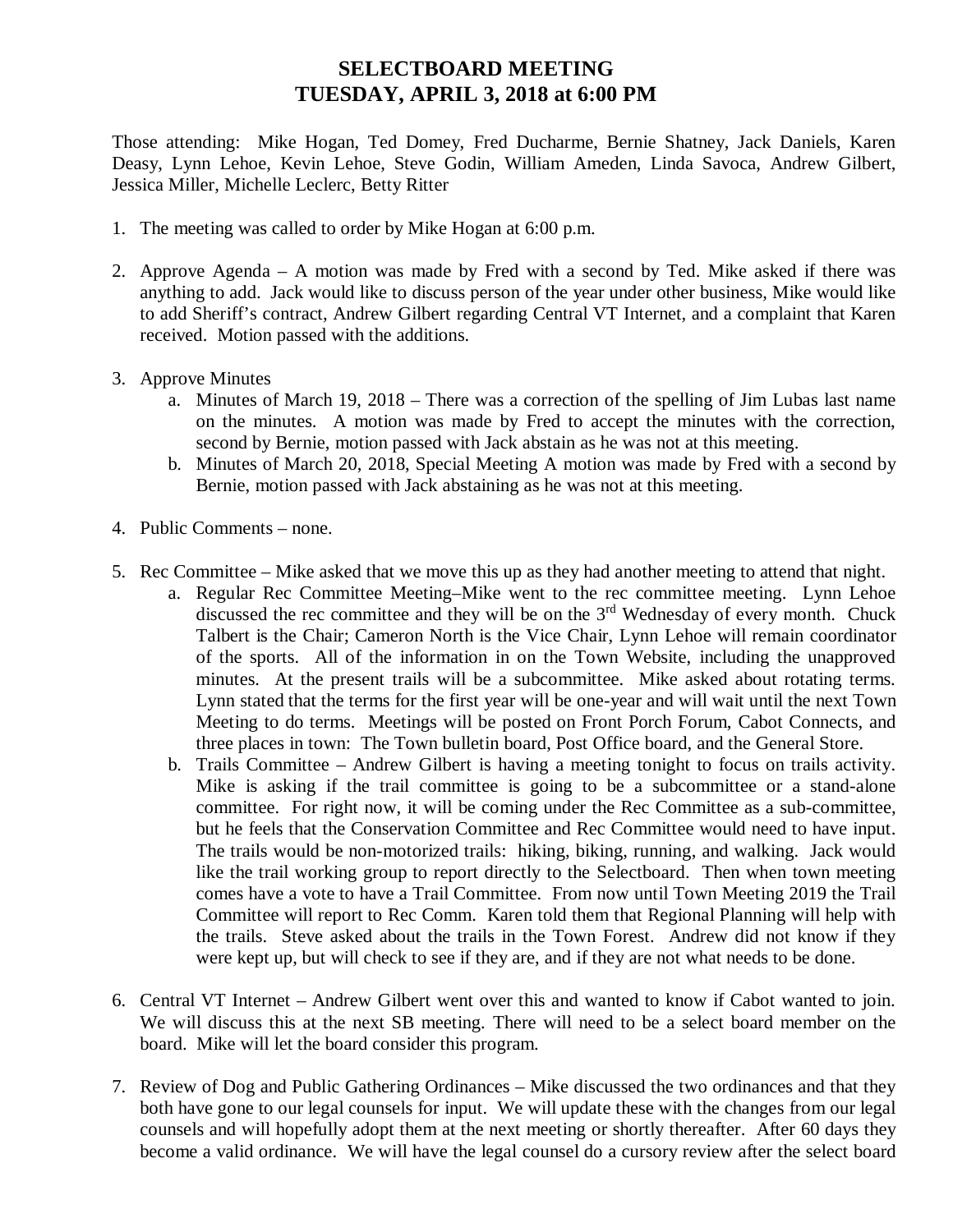# SELECTBOARD MEETING
## TUESDAY, APRIL 3, 2018 at 6:00 PM

Those attending: Mike Hogan, Ted Domey, Fred Ducharme, Bernie Shatney, Jack Daniels, Karen Deasy, Lynn Lehoe, Kevin Lehoe, Steve Godin, William Ameden, Linda Savoca, Andrew Gilbert, Jessica Miller, Michelle Leclerc, Betty Ritter

1. The meeting was called to order by Mike Hogan at 6:00 p.m.

2. Approve Agenda – A motion was made by Fred with a second by Ted. Mike asked if there was anything to add. Jack would like to discuss person of the year under other business, Mike would like to add Sheriff's contract, Andrew Gilbert regarding Central VT Internet, and a complaint that Karen received. Motion passed with the additions.

3. Approve Minutes
   a. Minutes of March 19, 2018 – There was a correction of the spelling of Jim Lubas last name on the minutes. A motion was made by Fred to accept the minutes with the correction, second by Bernie, motion passed with Jack abstain as he was not at this meeting.
   b. Minutes of March 20, 2018, Special Meeting A motion was made by Fred with a second by Bernie, motion passed with Jack abstaining as he was not at this meeting.

4. Public Comments – none.

5. Rec Committee – Mike asked that we move this up as they had another meeting to attend that night.
   a. Regular Rec Committee Meeting–Mike went to the rec committee meeting. Lynn Lehoe discussed the rec committee and they will be on the 3rd Wednesday of every month. Chuck Talbert is the Chair; Cameron North is the Vice Chair, Lynn Lehoe will remain coordinator of the sports. All of the information in on the Town Website, including the unapproved minutes. At the present trails will be a subcommittee. Mike asked about rotating terms. Lynn stated that the terms for the first year will be one-year and will wait until the next Town Meeting to do terms. Meetings will be posted on Front Porch Forum, Cabot Connects, and three places in town: The Town bulletin board, Post Office board, and the General Store.
   b. Trails Committee – Andrew Gilbert is having a meeting tonight to focus on trails activity. Mike is asking if the trail committee is going to be a subcommittee or a stand-alone committee. For right now, it will be coming under the Rec Committee as a sub-committee, but he feels that the Conservation Committee and Rec Committee would need to have input. The trails would be non-motorized trails: hiking, biking, running, and walking. Jack would like the trail working group to report directly to the Selectboard. Then when town meeting comes have a vote to have a Trail Committee. From now until Town Meeting 2019 the Trail Committee will report to Rec Comm. Karen told them that Regional Planning will help with the trails. Steve asked about the trails in the Town Forest. Andrew did not know if they were kept up, but will check to see if they are, and if they are not what needs to be done.

6. Central VT Internet – Andrew Gilbert went over this and wanted to know if Cabot wanted to join. We will discuss this at the next SB meeting. There will need to be a select board member on the board. Mike will let the board consider this program.

7. Review of Dog and Public Gathering Ordinances – Mike discussed the two ordinances and that they both have gone to our legal counsels for input. We will update these with the changes from our legal counsels and will hopefully adopt them at the next meeting or shortly thereafter. After 60 days they become a valid ordinance. We will have the legal counsel do a cursory review after the select board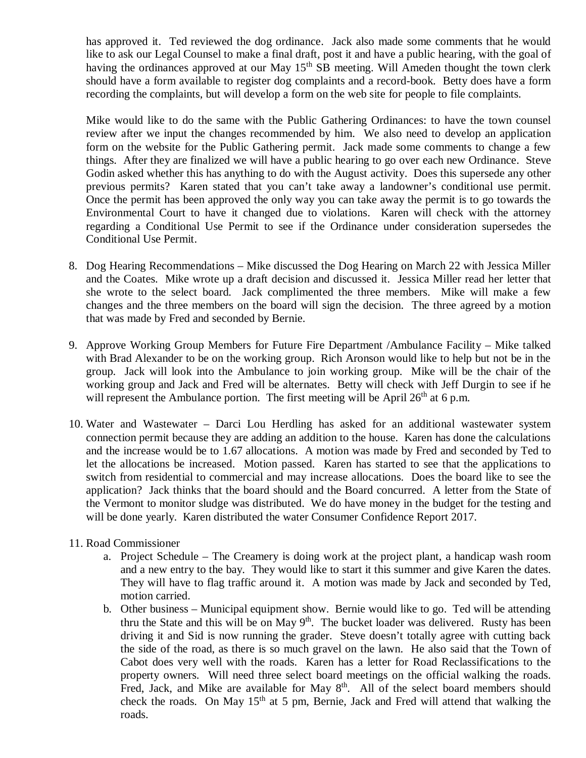has approved it. Ted reviewed the dog ordinance. Jack also made some comments that he would like to ask our Legal Counsel to make a final draft, post it and have a public hearing, with the goal of having the ordinances approved at our May 15th SB meeting. Will Ameden thought the town clerk should have a form available to register dog complaints and a record-book. Betty does have a form recording the complaints, but will develop a form on the web site for people to file complaints.

Mike would like to do the same with the Public Gathering Ordinances: to have the town counsel review after we input the changes recommended by him. We also need to develop an application form on the website for the Public Gathering permit. Jack made some comments to change a few things. After they are finalized we will have a public hearing to go over each new Ordinance. Steve Godin asked whether this has anything to do with the August activity. Does this supersede any other previous permits? Karen stated that you can't take away a landowner's conditional use permit. Once the permit has been approved the only way you can take away the permit is to go towards the Environmental Court to have it changed due to violations. Karen will check with the attorney regarding a Conditional Use Permit to see if the Ordinance under consideration supersedes the Conditional Use Permit.

8. Dog Hearing Recommendations – Mike discussed the Dog Hearing on March 22 with Jessica Miller and the Coates. Mike wrote up a draft decision and discussed it. Jessica Miller read her letter that she wrote to the select board. Jack complimented the three members. Mike will make a few changes and the three members on the board will sign the decision. The three agreed by a motion that was made by Fred and seconded by Bernie.

9. Approve Working Group Members for Future Fire Department /Ambulance Facility – Mike talked with Brad Alexander to be on the working group. Rich Aronson would like to help but not be in the group. Jack will look into the Ambulance to join working group. Mike will be the chair of the working group and Jack and Fred will be alternates. Betty will check with Jeff Durgin to see if he will represent the Ambulance portion. The first meeting will be April 26th at 6 p.m.

10. Water and Wastewater – Darci Lou Herdling has asked for an additional wastewater system connection permit because they are adding an addition to the house. Karen has done the calculations and the increase would be to 1.67 allocations. A motion was made by Fred and seconded by Ted to let the allocations be increased. Motion passed. Karen has started to see that the applications to switch from residential to commercial and may increase allocations. Does the board like to see the application? Jack thinks that the board should and the Board concurred. A letter from the State of the Vermont to monitor sludge was distributed. We do have money in the budget for the testing and will be done yearly. Karen distributed the water Consumer Confidence Report 2017.

11. Road Commissioner
    a. Project Schedule – The Creamery is doing work at the project plant, a handicap wash room and a new entry to the bay. They would like to start it this summer and give Karen the dates. They will have to flag traffic around it. A motion was made by Jack and seconded by Ted, motion carried.
    b. Other business – Municipal equipment show. Bernie would like to go. Ted will be attending thru the State and this will be on May 9th. The bucket loader was delivered. Rusty has been driving it and Sid is now running the grader. Steve doesn't totally agree with cutting back the side of the road, as there is so much gravel on the lawn. He also said that the Town of Cabot does very well with the roads. Karen has a letter for Road Reclassifications to the property owners. Will need three select board meetings on the official walking the roads. Fred, Jack, and Mike are available for May 8th. All of the select board members should check the roads. On May 15th at 5 pm, Bernie, Jack and Fred will attend that walking the roads.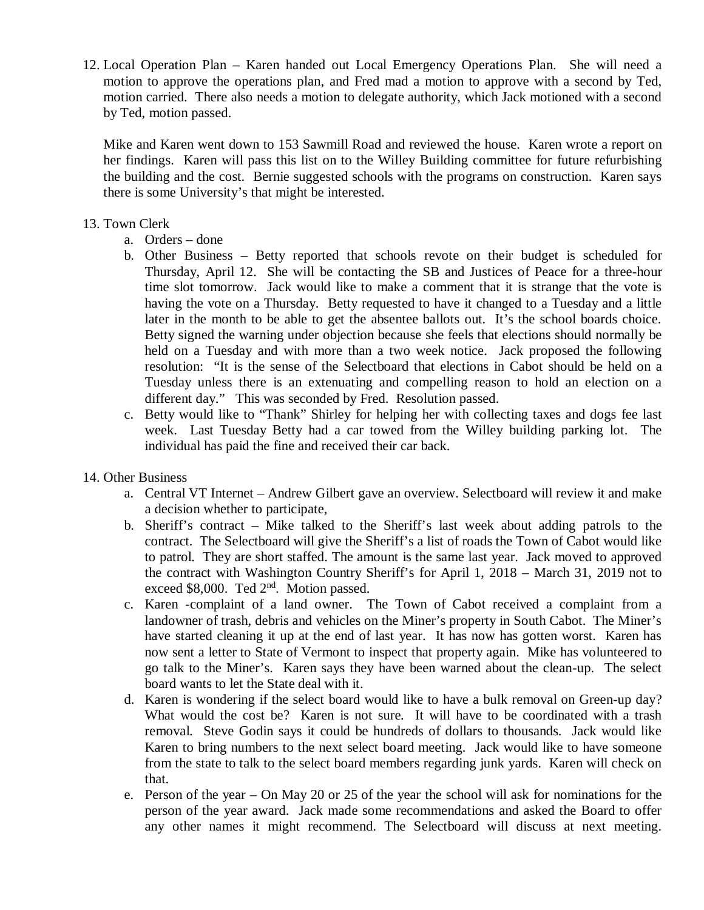12. Local Operation Plan – Karen handed out Local Emergency Operations Plan. She will need a motion to approve the operations plan, and Fred mad a motion to approve with a second by Ted, motion carried. There also needs a motion to delegate authority, which Jack motioned with a second by Ted, motion passed.

    Mike and Karen went down to 153 Sawmill Road and reviewed the house. Karen wrote a report on her findings. Karen will pass this list on to the Willey Building committee for future refurbishing the building and the cost. Bernie suggested schools with the programs on construction. Karen says there is some University's that might be interested.

13. Town Clerk
    a. Orders – done
    b. Other Business – Betty reported that schools revote on their budget is scheduled for Thursday, April 12. She will be contacting the SB and Justices of Peace for a three-hour time slot tomorrow. Jack would like to make a comment that it is strange that the vote is having the vote on a Thursday. Betty requested to have it changed to a Tuesday and a little later in the month to be able to get the absentee ballots out. It's the school boards choice. Betty signed the warning under objection because she feels that elections should normally be held on a Tuesday and with more than a two week notice. Jack proposed the following resolution: "It is the sense of the Selectboard that elections in Cabot should be held on a Tuesday unless there is an extenuating and compelling reason to hold an election on a different day." This was seconded by Fred. Resolution passed.
    c. Betty would like to "Thank" Shirley for helping her with collecting taxes and dogs fee last week. Last Tuesday Betty had a car towed from the Willey building parking lot. The individual has paid the fine and received their car back.

14. Other Business
    a. Central VT Internet – Andrew Gilbert gave an overview. Selectboard will review it and make a decision whether to participate,
    b. Sheriff's contract – Mike talked to the Sheriff's last week about adding patrols to the contract. The Selectboard will give the Sheriff's a list of roads the Town of Cabot would like to patrol. They are short staffed. The amount is the same last year. Jack moved to approved the contract with Washington Country Sheriff's for April 1, 2018 – March 31, 2019 not to exceed $8,000. Ted 2nd. Motion passed.
    c. Karen -complaint of a land owner. The Town of Cabot received a complaint from a landowner of trash, debris and vehicles on the Miner's property in South Cabot. The Miner's have started cleaning it up at the end of last year. It has now has gotten worst. Karen has now sent a letter to State of Vermont to inspect that property again. Mike has volunteered to go talk to the Miner's. Karen says they have been warned about the clean-up. The select board wants to let the State deal with it.
    d. Karen is wondering if the select board would like to have a bulk removal on Green-up day? What would the cost be? Karen is not sure. It will have to be coordinated with a trash removal. Steve Godin says it could be hundreds of dollars to thousands. Jack would like Karen to bring numbers to the next select board meeting. Jack would like to have someone from the state to talk to the select board members regarding junk yards. Karen will check on that.
    e. Person of the year – On May 20 or 25 of the year the school will ask for nominations for the person of the year award. Jack made some recommendations and asked the Board to offer any other names it might recommend. The Selectboard will discuss at next meeting.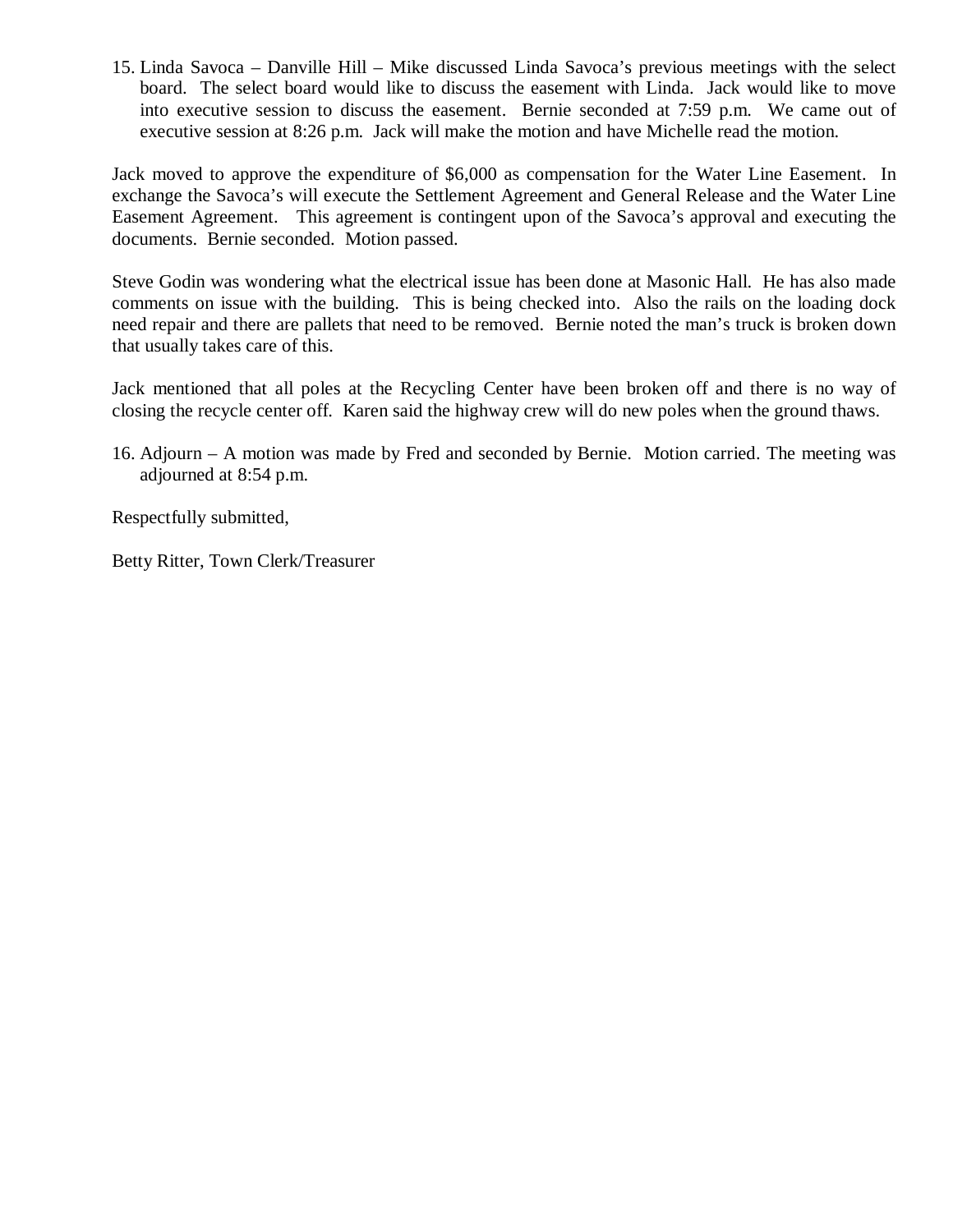15. Linda Savoca – Danville Hill – Mike discussed Linda Savoca's previous meetings with the select board. The select board would like to discuss the easement with Linda. Jack would like to move into executive session to discuss the easement. Bernie seconded at 7:59 p.m. We came out of executive session at 8:26 p.m. Jack will make the motion and have Michelle read the motion.

Jack moved to approve the expenditure of $6,000 as compensation for the Water Line Easement. In exchange the Savoca's will execute the Settlement Agreement and General Release and the Water Line Easement Agreement. This agreement is contingent upon of the Savoca's approval and executing the documents. Bernie seconded. Motion passed.

Steve Godin was wondering what the electrical issue has been done at Masonic Hall. He has also made comments on issue with the building. This is being checked into. Also the rails on the loading dock need repair and there are pallets that need to be removed. Bernie noted the man's truck is broken down that usually takes care of this.

Jack mentioned that all poles at the Recycling Center have been broken off and there is no way of closing the recycle center off. Karen said the highway crew will do new poles when the ground thaws.

16. Adjourn – A motion was made by Fred and seconded by Bernie. Motion carried. The meeting was adjourned at 8:54 p.m.

Respectfully submitted,

Betty Ritter, Town Clerk/Treasurer